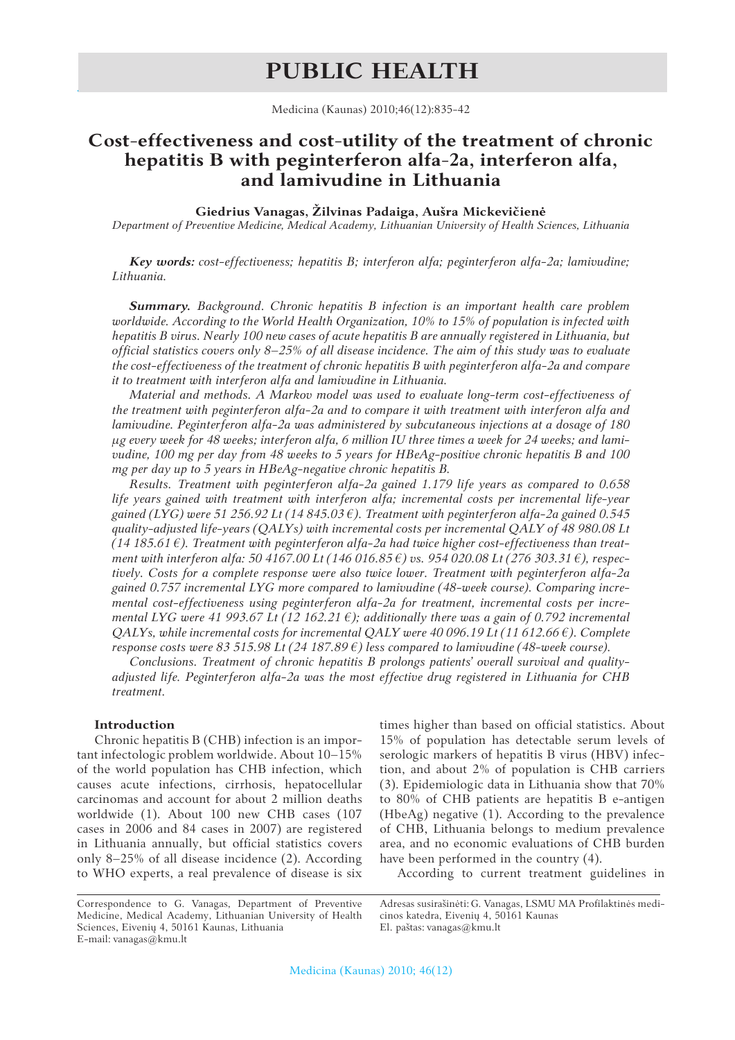# PUBLIC HEALTH

# Cost-effectiveness and cost-utility of the treatment of chronic hepatitis B with peginterferon alfa-2a, interferon alfa, and lamivudine in Lithuania

**Giedrius Vanagas, Žilvinas Padaiga, Aušra Mickevičienė**

*Department of Preventive Medicine, Medical Academy, Lithuanian University of Health Sciences, Lithuania*

***Key words:*** *cost-effectiveness; hepatitis B; interferon alfa; peginterferon alfa-2a; lamivudine; Lithuania.*

***Summary.*** *Background. Chronic hepatitis B infection is an important health care problem worldwide. According to the World Health Organization, 10% to 15% of population is infected with hepatitis B virus. Nearly 100 new cases of acute hepatitis B are annually registered in Lithuania, but official statistics covers only 8–25% of all disease incidence. The aim of this study was to evaluate the cost-effectiveness of the treatment of chronic hepatitis B with peginterferon alfa-2a and compare it to treatment with interferon alfa and lamivudine in Lithuania.*

*Material and methods. A Markov model was used to evaluate long-term cost-effectiveness of the treatment with peginterferon alfa-2a and to compare it with treatment with interferon alfa and lamivudine. Peginterferon alfa-2a was administered by subcutaneous injections at a dosage of 180 μg every week for 48 weeks; interferon alfa, 6 million IU three times a week for 24 weeks; and lamivudine, 100 mg per day from 48 weeks to 5 years for HBeAg-positive chronic hepatitis B and 100 mg per day up to 5 years in HBeAg-negative chronic hepatitis B.*

*Results. Treatment with peginterferon alfa-2a gained 1.179 life years as compared to 0.658 life years gained with treatment with interferon alfa; incremental costs per incremental life-year gained (LYG) were 51 256.92 Lt (14 845.03 €). Treatment with peginterferon alfa-2a gained 0.545 quality-adjusted life-years (QALYs) with incremental costs per incremental QALY of 48 980.08 Lt (14 185.61 €). Treatment with peginterferon alfa-2a had twice higher cost-effectiveness than treatment with interferon alfa: 50 4167.00 Lt (146 016.85 €) vs. 954 020.08 Lt (276 303.31 €), respectively. Costs for a complete response were also twice lower. Treatment with peginterferon alfa-2a gained 0.757 incremental LYG more compared to lamivudine (48-week course). Comparing incremental cost-effectiveness using peginterferon alfa-2a for treatment, incremental costs per incremental LYG were 41 993.67 Lt (12 162.21 €); additionally there was a gain of 0.792 incremental QALYs, while incremental costs for incremental QALY were 40 096.19 Lt (11 612.66 €). Complete response costs were 83 515.98 Lt (24 187.89 €) less compared to lamivudine (48-week course).*

*Conclusions. Treatment of chronic hepatitis B prolongs patients' overall survival and quality-adjusted life. Peginterferon alfa-2a was the most effective drug registered in Lithuania for CHB treatment.*

## Introduction

Chronic hepatitis B (CHB) infection is an important infectologic problem worldwide. About 10–15% of the world population has CHB infection, which causes acute infections, cirrhosis, hepatocellular carcinomas and account for about 2 million deaths worldwide (1). About 100 new CHB cases (107 cases in 2006 and 84 cases in 2007) are registered in Lithuania annually, but official statistics covers only 8–25% of all disease incidence (2). According to WHO experts, a real prevalence of disease is six times higher than based on official statistics. About 15% of population has detectable serum levels of serologic markers of hepatitis B virus (HBV) infection, and about 2% of population is CHB carriers (3). Epidemiologic data in Lithuania show that 70% to 80% of CHB patients are hepatitis B e-antigen (HbeAg) negative (1). According to the prevalence of CHB, Lithuania belongs to medium prevalence area, and no economic evaluations of CHB burden have been performed in the country (4).

According to current treatment guidelines in

Correspondence to G. Vanagas, Department of Preventive Medicine, Medical Academy, Lithuanian University of Health Sciences, Eivenių 4, 50161 Kaunas, Lithuania
E-mail: vanagas@kmu.lt

Adresas susirašinėti: G. Vanagas, LSMU MA Profilaktinės medicinos katedra, Eivenių 4, 50161 Kaunas
El. paštas: vanagas@kmu.lt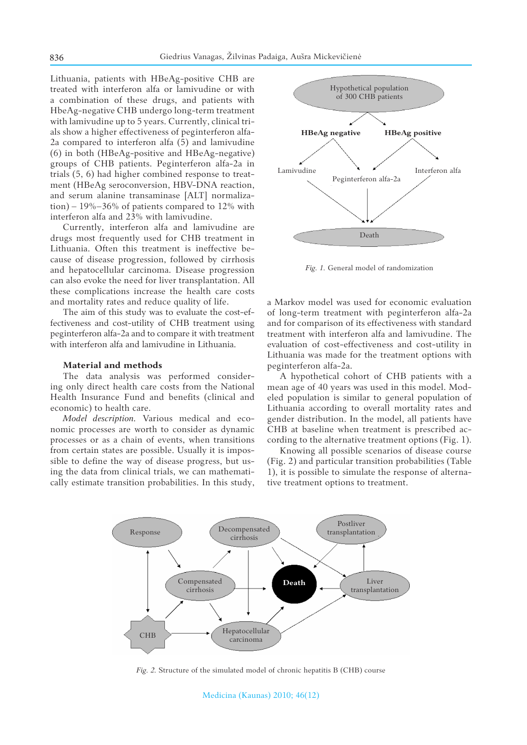Lithuania, patients with HBeAg-positive CHB are treated with interferon alfa or lamivudine or with a combination of these drugs, and patients with HbeAg-negative CHB undergo long-term treatment with lamivudine up to 5 years. Currently, clinical trials show a higher effectiveness of peginterferon alfa-2a compared to interferon alfa (5) and lamivudine (6) in both (HBeAg-positive and HBeAg-negative) groups of CHB patients. Peginterferon alfa-2a in trials (5, 6) had higher combined response to treatment (HBeAg seroconversion, HBV-DNA reaction, and serum alanine transaminase [ALT] normalization) – 19%–36% of patients compared to 12% with interferon alfa and 23% with lamivudine.

Currently, interferon alfa and lamivudine are drugs most frequently used for CHB treatment in Lithuania. Often this treatment is ineffective because of disease progression, followed by cirrhosis and hepatocellular carcinoma. Disease progression can also evoke the need for liver transplantation. All these complications increase the health care costs and mortality rates and reduce quality of life.

The aim of this study was to evaluate the cost-effectiveness and cost-utility of CHB treatment using peginterferon alfa-2a and to compare it with treatment with interferon alfa and lamivudine in Lithuania.

## Material and methods

The data analysis was performed considering only direct health care costs from the National Health Insurance Fund and benefits (clinical and economic) to health care.

*Model description.* Various medical and economic processes are worth to consider as dynamic processes or as a chain of events, when transitions from certain states are possible. Usually it is impossible to define the way of disease progress, but using the data from clinical trials, we can mathematically estimate transition probabilities. In this study, a Markov model was used for economic evaluation of long-term treatment with peginterferon alfa-2a and for comparison of its effectiveness with standard treatment with interferon alfa and lamivudine. The evaluation of cost-effectiveness and cost-utility in Lithuania was made for the treatment options with peginterferon alfa-2a.

*Fig. 1.* General model of randomization

A hypothetical cohort of CHB patients with a mean age of 40 years was used in this model. Modeled population is similar to general population of Lithuania according to overall mortality rates and gender distribution. In the model, all patients have CHB at baseline when treatment is prescribed according to the alternative treatment options (Fig. 1).

Knowing all possible scenarios of disease course (Fig. 2) and particular transition probabilities (Table 1), it is possible to simulate the response of alternative treatment options to treatment.

*Fig. 2.* Structure of the simulated model of chronic hepatitis B (CHB) course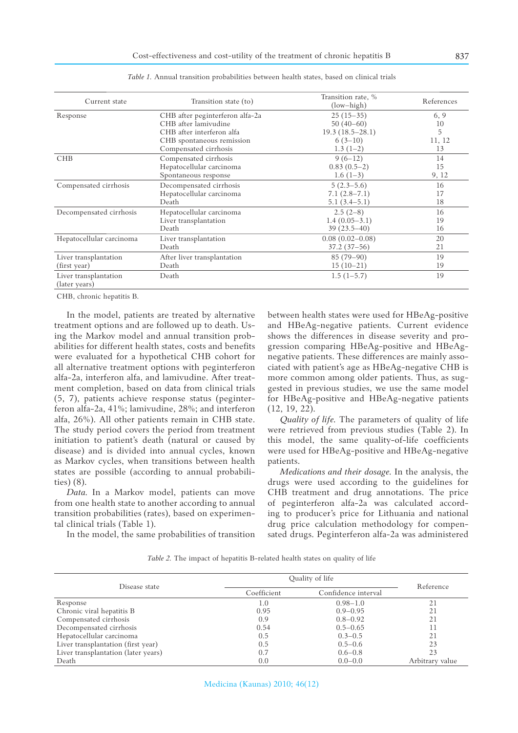*Table 1.* Annual transition probabilities between health states, based on clinical trials

| Current state | Transition state (to) | Transition rate, % (low–high) | References |
|---|---|---|---|
| Response | CHB after peginterferon alfa-2a | 25 (15–35) | 6, 9 |
| | CHB after lamivudine | 50 (40–60) | 10 |
| | CHB after interferon alfa | 19.3 (18.5–28.1) | 5 |
| | CHB spontaneous remission | 6 (3–10) | 11, 12 |
| | Compensated cirrhosis | 1.3 (1–2) | 13 |
| CHB | Compensated cirrhosis | 9 (6–12) | 14 |
| | Hepatocellular carcinoma | 0.83 (0.5–2) | 15 |
| | Spontaneous response | 1.6 (1–3) | 9, 12 |
| Compensated cirrhosis | Decompensated cirrhosis | 5 (2.3–5.6) | 16 |
| | Hepatocellular carcinoma | 7.1 (2.8–7.1) | 17 |
| | Death | 5.1 (3.4–5.1) | 18 |
| Decompensated cirrhosis | Hepatocellular carcinoma | 2.5 (2–8) | 16 |
| | Liver transplantation | 1.4 (0.05–3.1) | 19 |
| | Death | 39 (23.5–40) | 16 |
| Hepatocellular carcinoma | Liver transplantation | 0.08 (0.02–0.08) | 20 |
| | Death | 37.2 (37–56) | 21 |
| Liver transplantation (first year) | After liver transplantation | 85 (79–90) | 19 |
| | Death | 15 (10–21) | 19 |
| Liver transplantation (later years) | Death | 1.5 (1–5.7) | 19 |

CHB, chronic hepatitis B.

In the model, patients are treated by alternative treatment options and are followed up to death. Using the Markov model and annual transition probabilities for different health states, costs and benefits were evaluated for a hypothetical CHB cohort for all alternative treatment options with peginterferon alfa-2a, interferon alfa, and lamivudine. After treatment completion, based on data from clinical trials (5, 7), patients achieve response status (peginterferon alfa-2a, 41%; lamivudine, 28%; and interferon alfa, 26%). All other patients remain in CHB state. The study period covers the period from treatment initiation to patient's death (natural or caused by disease) and is divided into annual cycles, known as Markov cycles, when transitions between health states are possible (according to annual probabilities) (8).

*Data.* In a Markov model, patients can move from one health state to another according to annual transition probabilities (rates), based on experimental clinical trials (Table 1).

In the model, the same probabilities of transition between health states were used for HBeAg-positive and HBeAg-negative patients. Current evidence shows the differences in disease severity and progression comparing HBeAg-positive and HBeAg-negative patients. These differences are mainly associated with patient's age as HBeAg-negative CHB is more common among older patients. Thus, as suggested in previous studies, we use the same model for HBeAg-positive and HBeAg-negative patients (12, 19, 22).

*Quality of life.* The parameters of quality of life were retrieved from previous studies (Table 2). In this model, the same quality-of-life coefficients were used for HBeAg-positive and HBeAg-negative patients.

*Medications and their dosage.* In the analysis, the drugs were used according to the guidelines for CHB treatment and drug annotations. The price of peginterferon alfa-2a was calculated according to producer's price for Lithuania and national drug price calculation methodology for compensated drugs. Peginterferon alfa-2a was administered

*Table 2.* The impact of hepatitis B-related health states on quality of life

| Disease state | Quality of life | | Reference |
|---|---|---|---|
| | Coefficient | Confidence interval | |
| Response | 1.0 | 0.98–1.0 | 21 |
| Chronic viral hepatitis B | 0.95 | 0.9–0.95 | 21 |
| Compensated cirrhosis | 0.9 | 0.8–0.92 | 21 |
| Decompensated cirrhosis | 0.54 | 0.5–0.65 | 11 |
| Hepatocellular carcinoma | 0.5 | 0.3–0.5 | 21 |
| Liver transplantation (first year) | 0.5 | 0.5–0.6 | 23 |
| Liver transplantation (later years) | 0.7 | 0.6–0.8 | 23 |
| Death | 0.0 | 0.0–0.0 | Arbitrary value |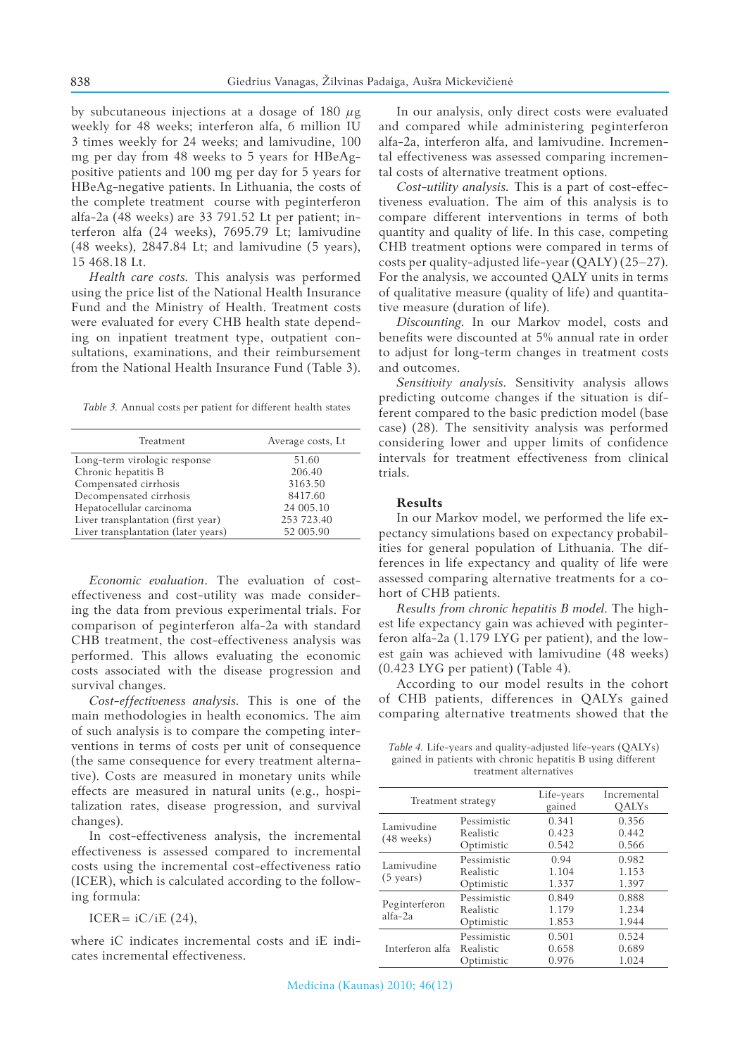by subcutaneous injections at a dosage of 180 $\mu$g weekly for 48 weeks; interferon alfa, 6 million IU 3 times weekly for 24 weeks; and lamivudine, 100 mg per day from 48 weeks to 5 years for HBeAg-positive patients and 100 mg per day for 5 years for HBeAg-negative patients. In Lithuania, the costs of the complete treatment course with peginterferon alfa-2a (48 weeks) are 33 791.52 Lt per patient; interferon alfa (24 weeks), 7695.79 Lt; lamivudine (48 weeks), 2847.84 Lt; and lamivudine (5 years), 15 468.18 Lt.

*Health care costs.* This analysis was performed using the price list of the National Health Insurance Fund and the Ministry of Health. Treatment costs were evaluated for every CHB health state depending on inpatient treatment type, outpatient consultations, examinations, and their reimbursement from the National Health Insurance Fund (Table 3).

*Table 3.* Annual costs per patient for different health states

| Treatment | Average costs, Lt |
|---|---|
| Long-term virologic response | 51.60 |
| Chronic hepatitis B | 206.40 |
| Compensated cirrhosis | 3163.50 |
| Decompensated cirrhosis | 8417.60 |
| Hepatocellular carcinoma | 24 005.10 |
| Liver transplantation (first year) | 253 723.40 |
| Liver transplantation (later years) | 52 005.90 |

*Economic evaluation.* The evaluation of cost-effectiveness and cost-utility was made considering the data from previous experimental trials. For comparison of peginterferon alfa-2a with standard CHB treatment, the cost-effectiveness analysis was performed. This allows evaluating the economic costs associated with the disease progression and survival changes.

*Cost-effectiveness analysis.* This is one of the main methodologies in health economics. The aim of such analysis is to compare the competing interventions in terms of costs per unit of consequence (the same consequence for every treatment alternative). Costs are measured in monetary units while effects are measured in natural units (e.g., hospitalization rates, disease progression, and survival changes).

In cost-effectiveness analysis, the incremental effectiveness is assessed compared to incremental costs using the incremental cost-effectiveness ratio (ICER), which is calculated according to the following formula:

ICER= iC/iE (24),

where iC indicates incremental costs and iE indicates incremental effectiveness.

In our analysis, only direct costs were evaluated and compared while administering peginterferon alfa-2a, interferon alfa, and lamivudine. Incremental effectiveness was assessed comparing incremental costs of alternative treatment options.

*Cost-utility analysis.* This is a part of cost-effectiveness evaluation. The aim of this analysis is to compare different interventions in terms of both quantity and quality of life. In this case, competing CHB treatment options were compared in terms of costs per quality-adjusted life-year (QALY) (25–27). For the analysis, we accounted QALY units in terms of qualitative measure (quality of life) and quantitative measure (duration of life).

*Discounting.* In our Markov model, costs and benefits were discounted at 5% annual rate in order to adjust for long-term changes in treatment costs and outcomes.

*Sensitivity analysis.* Sensitivity analysis allows predicting outcome changes if the situation is different compared to the basic prediction model (base case) (28). The sensitivity analysis was performed considering lower and upper limits of confidence intervals for treatment effectiveness from clinical trials.

## Results

In our Markov model, we performed the life expectancy simulations based on expectancy probabilities for general population of Lithuania. The differences in life expectancy and quality of life were assessed comparing alternative treatments for a cohort of CHB patients.

*Results from chronic hepatitis B model.* The highest life expectancy gain was achieved with peginterferon alfa-2a (1.179 LYG per patient), and the lowest gain was achieved with lamivudine (48 weeks) (0.423 LYG per patient) (Table 4).

According to our model results in the cohort of CHB patients, differences in QALYs gained comparing alternative treatments showed that the

*Table 4.* Life-years and quality-adjusted life-years (QALYs) gained in patients with chronic hepatitis B using different treatment alternatives

| Treatment strategy | | Life-years gained | Incremental QALYs |
|---|---|---|---|
| Lamivudine (48 weeks) | Pessimistic | 0.341 | 0.356 |
| | Realistic | 0.423 | 0.442 |
| | Optimistic | 0.542 | 0.566 |
| Lamivudine (5 years) | Pessimistic | 0.94 | 0.982 |
| | Realistic | 1.104 | 1.153 |
| | Optimistic | 1.337 | 1.397 |
| Peginterferon alfa-2a | Pessimistic | 0.849 | 0.888 |
| | Realistic | 1.179 | 1.234 |
| | Optimistic | 1.853 | 1.944 |
| Interferon alfa | Pessimistic | 0.501 | 0.524 |
| | Realistic | 0.658 | 0.689 |
| | Optimistic | 0.976 | 1.024 |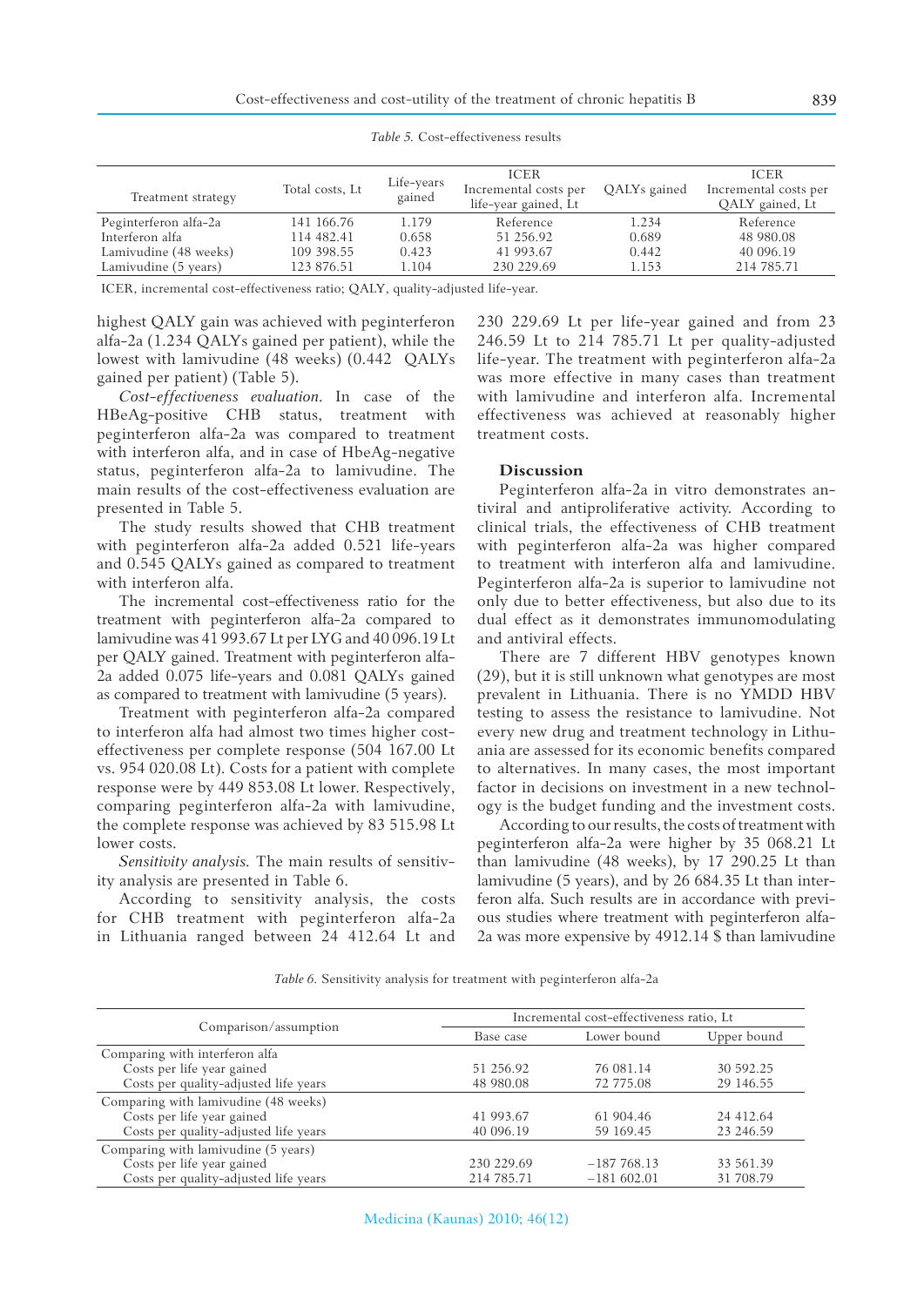*Table 5.* Cost-effectiveness results

| Treatment strategy | Total costs, Lt | Life-years gained | ICER Incremental costs per life-year gained, Lt | QALYs gained | ICER Incremental costs per QALY gained, Lt |
|---|---|---|---|---|---|
| Peginterferon alfa-2a | 141 166.76 | 1.179 | Reference | 1.234 | Reference |
| Interferon alfa | 114 482.41 | 0.658 | 51 256.92 | 0.689 | 48 980.08 |
| Lamivudine (48 weeks) | 109 398.55 | 0.423 | 41 993.67 | 0.442 | 40 096.19 |
| Lamivudine (5 years) | 123 876.51 | 1.104 | 230 229.69 | 1.153 | 214 785.71 |

ICER, incremental cost-effectiveness ratio; QALY, quality-adjusted life-year.

highest QALY gain was achieved with peginterferon alfa-2a (1.234 QALYs gained per patient), while the lowest with lamivudine (48 weeks) (0.442 QALYs gained per patient) (Table 5).

*Cost-effectiveness evaluation.* In case of the HBeAg-positive CHB status, treatment with peginterferon alfa-2a was compared to treatment with interferon alfa, and in case of HbeAg-negative status, peginterferon alfa-2a to lamivudine. The main results of the cost-effectiveness evaluation are presented in Table 5.

The study results showed that CHB treatment with peginterferon alfa-2a added 0.521 life-years and 0.545 QALYs gained as compared to treatment with interferon alfa.

The incremental cost-effectiveness ratio for the treatment with peginterferon alfa-2a compared to lamivudine was 41 993.67 Lt per LYG and 40 096.19 Lt per QALY gained. Treatment with peginterferon alfa-2a added 0.075 life-years and 0.081 QALYs gained as compared to treatment with lamivudine (5 years).

Treatment with peginterferon alfa-2a compared to interferon alfa had almost two times higher cost-effectiveness per complete response (504 167.00 Lt vs. 954 020.08 Lt). Costs for a patient with complete response were by 449 853.08 Lt lower. Respectively, comparing peginterferon alfa-2a with lamivudine, the complete response was achieved by 83 515.98 Lt lower costs.

*Sensitivity analysis.* The main results of sensitivity analysis are presented in Table 6.

According to sensitivity analysis, the costs for CHB treatment with peginterferon alfa-2a in Lithuania ranged between 24 412.64 Lt and 230 229.69 Lt per life-year gained and from 23 246.59 Lt to 214 785.71 Lt per quality-adjusted life-year. The treatment with peginterferon alfa-2a was more effective in many cases than treatment with lamivudine and interferon alfa. Incremental effectiveness was achieved at reasonably higher treatment costs.

## Discussion

Peginterferon alfa-2a in vitro demonstrates antiviral and antiproliferative activity. According to clinical trials, the effectiveness of CHB treatment with peginterferon alfa-2a was higher compared to treatment with interferon alfa and lamivudine. Peginterferon alfa-2a is superior to lamivudine not only due to better effectiveness, but also due to its dual effect as it demonstrates immunomodulating and antiviral effects.

There are 7 different HBV genotypes known (29), but it is still unknown what genotypes are most prevalent in Lithuania. There is no YMDD HBV testing to assess the resistance to lamivudine. Not every new drug and treatment technology in Lithuania are assessed for its economic benefits compared to alternatives. In many cases, the most important factor in decisions on investment in a new technology is the budget funding and the investment costs.

According to our results, the costs of treatment with peginterferon alfa-2a were higher by 35 068.21 Lt than lamivudine (48 weeks), by 17 290.25 Lt than lamivudine (5 years), and by 26 684.35 Lt than interferon alfa. Such results are in accordance with previous studies where treatment with peginterferon alfa-2a was more expensive by 4912.14 $ than lamivudine

*Table 6.* Sensitivity analysis for treatment with peginterferon alfa-2a

| Comparison/assumption | Incremental cost-effectiveness ratio, Lt | | |
|---|---|---|---|
| | Base case | Lower bound | Upper bound |
| Comparing with interferon alfa | | | |
| Costs per life year gained | 51 256.92 | 76 081.14 | 30 592.25 |
| Costs per quality-adjusted life years | 48 980.08 | 72 775.08 | 29 146.55 |
| Comparing with lamivudine (48 weeks) | | | |
| Costs per life year gained | 41 993.67 | 61 904.46 | 24 412.64 |
| Costs per quality-adjusted life years | 40 096.19 | 59 169.45 | 23 246.59 |
| Comparing with lamivudine (5 years) | | | |
| Costs per life year gained | 230 229.69 | −187 768.13 | 33 561.39 |
| Costs per quality-adjusted life years | 214 785.71 | −181 602.01 | 31 708.79 |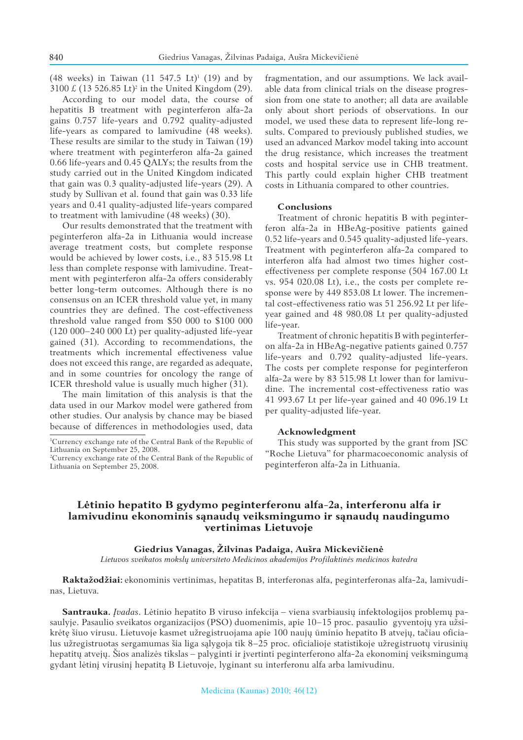(48 weeks) in Taiwan (11 547.5 Lt)[1] (19) and by 3100 £ (13 526.85 Lt)[2] in the United Kingdom (29).

According to our model data, the course of hepatitis B treatment with peginterferon alfa-2a gains 0.757 life-years and 0.792 quality-adjusted life-years as compared to lamivudine (48 weeks). These results are similar to the study in Taiwan (19) where treatment with peginterferon alfa-2a gained 0.66 life-years and 0.45 QALYs; the results from the study carried out in the United Kingdom indicated that gain was 0.3 quality-adjusted life-years (29). A study by Sullivan et al. found that gain was 0.33 life years and 0.41 quality-adjusted life-years compared to treatment with lamivudine (48 weeks) (30).

Our results demonstrated that the treatment with peginterferon alfa-2a in Lithuania would increase average treatment costs, but complete response would be achieved by lower costs, i.e., 83 515.98 Lt less than complete response with lamivudine. Treatment with peginterferon alfa-2a offers considerably better long-term outcomes. Although there is no consensus on an ICER threshold value yet, in many countries they are defined. The cost-effectiveness threshold value ranged from $50 000 to $100 000 (120 000–240 000 Lt) per quality-adjusted life-year gained (31). According to recommendations, the treatments which incremental effectiveness value does not exceed this range, are regarded as adequate, and in some countries for oncology the range of ICER threshold value is usually much higher (31).

The main limitation of this analysis is that the data used in our Markov model were gathered from other studies. Our analysis by chance may be biased because of differences in methodologies used, data fragmentation, and our assumptions. We lack available data from clinical trials on the disease progression from one state to another; all data are available only about short periods of observations. In our model, we used these data to represent life-long results. Compared to previously published studies, we used an advanced Markov model taking into account the drug resistance, which increases the treatment costs and hospital service use in CHB treatment. This partly could explain higher CHB treatment costs in Lithuania compared to other countries.

[1]Currency exchange rate of the Central Bank of the Republic of Lithuania on September 25, 2008.
[2]Currency exchange rate of the Central Bank of the Republic of Lithuania on September 25, 2008.

## Conclusions

Treatment of chronic hepatitis B with peginterferon alfa-2a in HBeAg-positive patients gained 0.52 life-years and 0.545 quality-adjusted life-years. Treatment with peginterferon alfa-2a compared to interferon alfa had almost two times higher cost-effectiveness per complete response (504 167.00 Lt vs. 954 020.08 Lt), i.e., the costs per complete response were by 449 853.08 Lt lower. The incremental cost-effectiveness ratio was 51 256.92 Lt per life-year gained and 48 980.08 Lt per quality-adjusted life-year.

Treatment of chronic hepatitis B with peginterferon alfa-2a in HBeAg-negative patients gained 0.757 life-years and 0.792 quality-adjusted life-years. The costs per complete response for peginterferon alfa-2a were by 83 515.98 Lt lower than for lamivudine. The incremental cost-effectiveness ratio was 41 993.67 Lt per life-year gained and 40 096.19 Lt per quality-adjusted life-year.

## Acknowledgment

This study was supported by the grant from JSC "Roche Lietuva" for pharmacoeconomic analysis of peginterferon alfa-2a in Lithuania.

# Lėtinio hepatito B gydymo peginterferonu alfa-2a, interferonu alfa ir lamivudinu ekonominis sąnaudų veiksmingumo ir sąnaudų naudingumo vertinimas Lietuvoje

**Giedrius Vanagas, Žilvinas Padaiga, Aušra Mickevičienė**

*Lietuvos sveikatos mokslų universiteto Medicinos akademijos Profilaktinės medicinos katedra*

**Raktažodžiai:** ekonominis vertinimas, hepatitas B, interferonas alfa, peginterferonas alfa-2a, lamivudinas, Lietuva.

**Santrauka.** *Įvadas*. Lėtinio hepatito B viruso infekcija – viena svarbiausių infektologijos problemų pasaulyje. Pasaulio sveikatos organizacijos (PSO) duomenimis, apie 10–15 proc. pasaulio gyventojų yra užsikrėtę šiuo virusu. Lietuvoje kasmet užregistruojama apie 100 naujų ūminio hepatito B atvejų, tačiau oficialus užregistruotas sergamumas šia liga sąlygoja tik 8–25 proc. oficialioje statistikoje užregistruotų virusinių hepatitų atvejų. Šios analizės tikslas – palyginti ir įvertinti peginterferono alfa-2a ekonominį veiksmingumą gydant lėtinį virusinį hepatitą B Lietuvoje, lyginant su interferonu alfa arba lamivudinu.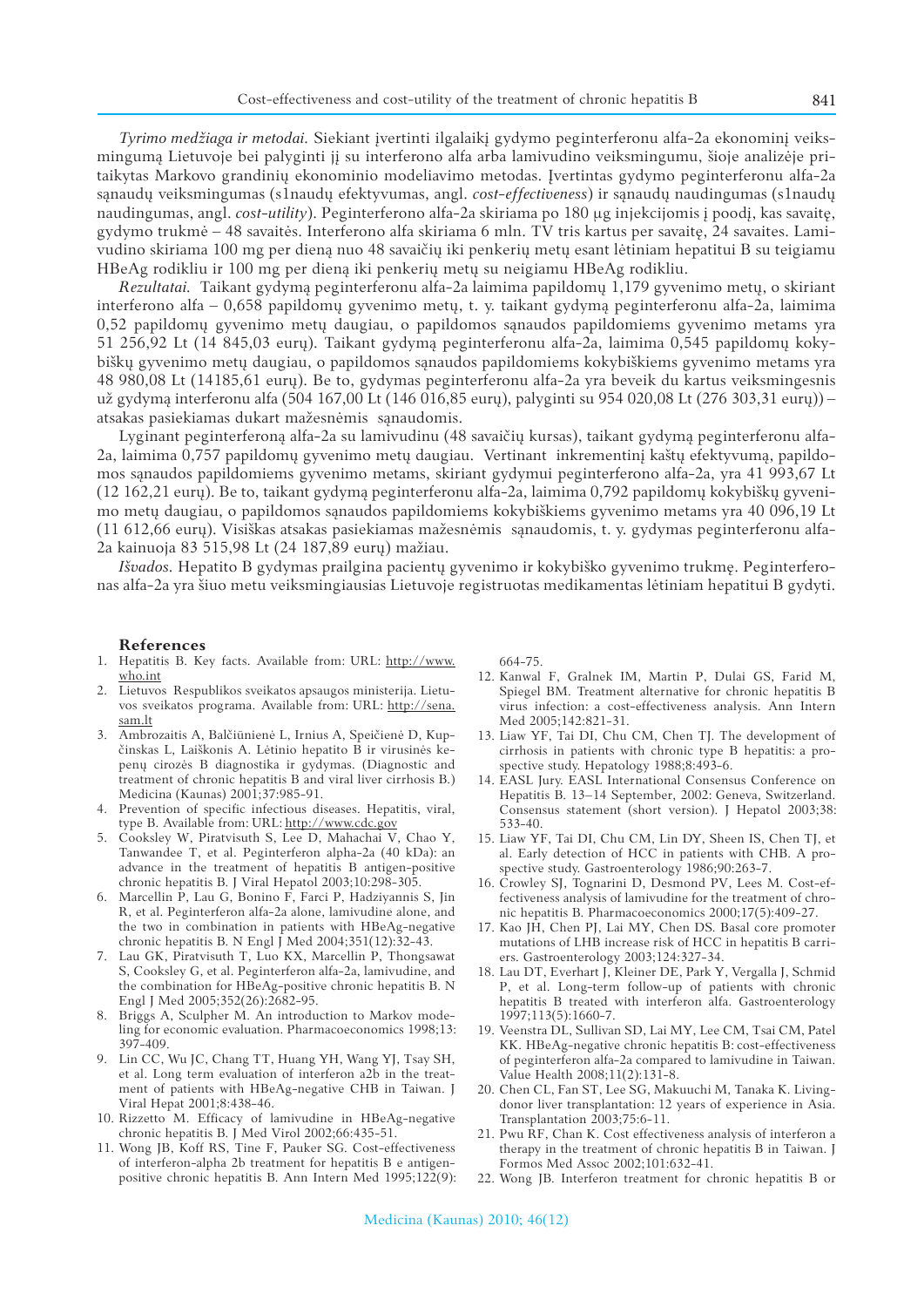*Tyrimo medžiaga ir metodai.* Siekiant įvertinti ilgalaikį gydymo peginterferonu alfa-2a ekonominį veiksmingumą Lietuvoje bei palyginti jį su interferono alfa arba lamivudino veiksmingumu, šioje analizėje pritaikytas Markovo grandinių ekonominio modeliavimo metodas. Įvertintas gydymo peginterferonu alfa-2a sąnaudų veiksmingumas (s1naudų efektyvumas, angl. *cost-effectiveness*) ir sąnaudų naudingumas (s1naudų naudingumas, angl. *cost-utility*). Peginterferono alfa-2a skiriama po 180 μg injekcijomis į poodį, kas savaitę, gydymo trukmė – 48 savaitės. Interferono alfa skiriama 6 mln. TV tris kartus per savaitę, 24 savaites. Lamivudino skiriama 100 mg per dieną nuo 48 savaičių iki penkerių metų esant lėtiniam hepatitui B su teigiamu HBeAg rodikliu ir 100 mg per dieną iki penkerių metų su neigiamu HBeAg rodikliu.

*Rezultatai.* Taikant gydymą peginterferonu alfa-2a laimima papildomų 1,179 gyvenimo metų, o skiriant interferono alfa – 0,658 papildomų gyvenimo metų, t. y. taikant gydymą peginterferonu alfa-2a, laimima 0,52 papildomų gyvenimo metų daugiau, o papildomos sąnaudos papildomiems gyvenimo metams yra 51 256,92 Lt (14 845,03 eurų). Taikant gydymą peginterferonu alfa-2a, laimima 0,545 papildomų kokybiškų gyvenimo metų daugiau, o papildomos sąnaudos papildomiems kokybiškiems gyvenimo metams yra 48 980,08 Lt (14185,61 eurų). Be to, gydymas peginterferonu alfa-2a yra beveik du kartus veiksmingesnis už gydymą interferonu alfa (504 167,00 Lt (146 016,85 eurų), palyginti su 954 020,08 Lt (276 303,31 eurų)) – atsakas pasiekiamas dukart mažesnėmis sąnaudomis.

Lyginant peginterferoną alfa-2a su lamivudinu (48 savaičių kursas), taikant gydymą peginterferonu alfa-2a, laimima 0,757 papildomų gyvenimo metų daugiau. Vertinant inkrementinį kaštų efektyvumą, papildomos sąnaudos papildomiems gyvenimo metams, skiriant gydymui peginterferono alfa-2a, yra 41 993,67 Lt (12 162,21 eurų). Be to, taikant gydymą peginterferonu alfa-2a, laimima 0,792 papildomų kokybiškų gyvenimo metų daugiau, o papildomos sąnaudos papildomiems kokybiškiems gyvenimo metams yra 40 096,19 Lt (11 612,66 eurų). Visiškas atsakas pasiekiamas mažesnėmis sąnaudomis, t. y. gydymas peginterferonu alfa-2a kainuoja 83 515,98 Lt (24 187,89 eurų) mažiau.

*Išvados.* Hepatito B gydymas prailgina pacientų gyvenimo ir kokybiško gyvenimo trukmę. Peginterferonas alfa-2a yra šiuo metu veiksmingiausias Lietuvoje registruotas medikamentas lėtiniam hepatitui B gydyti.

## References

1. Hepatitis B. Key facts. Available from: URL: http://www.who.int
2. Lietuvos Respublikos sveikatos apsaugos ministerija. Lietuvos sveikatos programa. Available from: URL: http://sena.sam.lt
3. Ambrozaitis A, Balčiūnienė L, Irnius A, Speičienė D, Kupčinskas L, Laiškonis A. Lėtinio hepatito B ir virusinės kepenų cirozės B diagnostika ir gydymas. (Diagnostic and treatment of chronic hepatitis B and viral liver cirrhosis B.) Medicina (Kaunas) 2001;37:985-91.
4. Prevention of specific infectious diseases. Hepatitis, viral, type B. Available from: URL: http://www.cdc.gov
5. Cooksley W, Piratvisuth S, Lee D, Mahachai V, Chao Y, Tanwandee T, et al. Peginterferon alpha-2a (40 kDa): an advance in the treatment of hepatitis B antigen-positive chronic hepatitis B. J Viral Hepatol 2003;10:298-305.
6. Marcellin P, Lau G, Bonino F, Farci P, Hadziyannis S, Jin R, et al. Peginterferon alfa-2a alone, lamivudine alone, and the two in combination in patients with HBeAg-negative chronic hepatitis B. N Engl J Med 2004;351(12):32-43.
7. Lau GK, Piratvisuth T, Luo KX, Marcellin P, Thongsawat S, Cooksley G, et al. Peginterferon alfa-2a, lamivudine, and the combination for HBeAg-positive chronic hepatitis B. N Engl J Med 2005;352(26):2682-95.
8. Briggs A, Sculpher M. An introduction to Markov modeling for economic evaluation. Pharmacoeconomics 1998;13:397-409.
9. Lin CC, Wu JC, Chang TT, Huang YH, Wang YJ, Tsay SH, et al. Long term evaluation of interferon a2b in the treatment of patients with HBeAg-negative CHB in Taiwan. J Viral Hepat 2001;8:438-46.
10. Rizzetto M. Efficacy of lamivudine in HBeAg-negative chronic hepatitis B. J Med Virol 2002;66:435-51.
11. Wong JB, Koff RS, Tine F, Pauker SG. Cost-effectiveness of interferon-alpha 2b treatment for hepatitis B e antigen-positive chronic hepatitis B. Ann Intern Med 1995;122(9):664-75.
12. Kanwal F, Gralnek IM, Martin P, Dulai GS, Farid M, Spiegel BM. Treatment alternative for chronic hepatitis B virus infection: a cost-effectiveness analysis. Ann Intern Med 2005;142:821-31.
13. Liaw YF, Tai DI, Chu CM, Chen TJ. The development of cirrhosis in patients with chronic type B hepatitis: a prospective study. Hepatology 1988;8:493-6.
14. EASL Jury. EASL International Consensus Conference on Hepatitis B. 13–14 September, 2002: Geneva, Switzerland. Consensus statement (short version). J Hepatol 2003;38:533-40.
15. Liaw YF, Tai DI, Chu CM, Lin DY, Sheen IS, Chen TJ, et al. Early detection of HCC in patients with CHB. A prospective study. Gastroenterology 1986;90:263-7.
16. Crowley SJ, Tognarini D, Desmond PV, Lees M. Cost-effectiveness analysis of lamivudine for the treatment of chronic hepatitis B. Pharmacoeconomics 2000;17(5):409-27.
17. Kao JH, Chen PJ, Lai MY, Chen DS. Basal core promoter mutations of LHB increase risk of HCC in hepatitis B carriers. Gastroenterology 2003;124:327-34.
18. Lau DT, Everhart J, Kleiner DE, Park Y, Vergalla J, Schmid P, et al. Long-term follow-up of patients with chronic hepatitis B treated with interferon alfa. Gastroenterology 1997;113(5):1660-7.
19. Veenstra DL, Sullivan SD, Lai MY, Lee CM, Tsai CM, Patel KK. HBeAg-negative chronic hepatitis B: cost-effectiveness of peginterferon alfa-2a compared to lamivudine in Taiwan. Value Health 2008;11(2):131-8.
20. Chen CL, Fan ST, Lee SG, Makuuchi M, Tanaka K. Living-donor liver transplantation: 12 years of experience in Asia. Transplantation 2003;75:6-11.
21. Pwu RF, Chan K. Cost effectiveness analysis of interferon a therapy in the treatment of chronic hepatitis B in Taiwan. J Formos Med Assoc 2002;101:632-41.
22. Wong JB. Interferon treatment for chronic hepatitis B or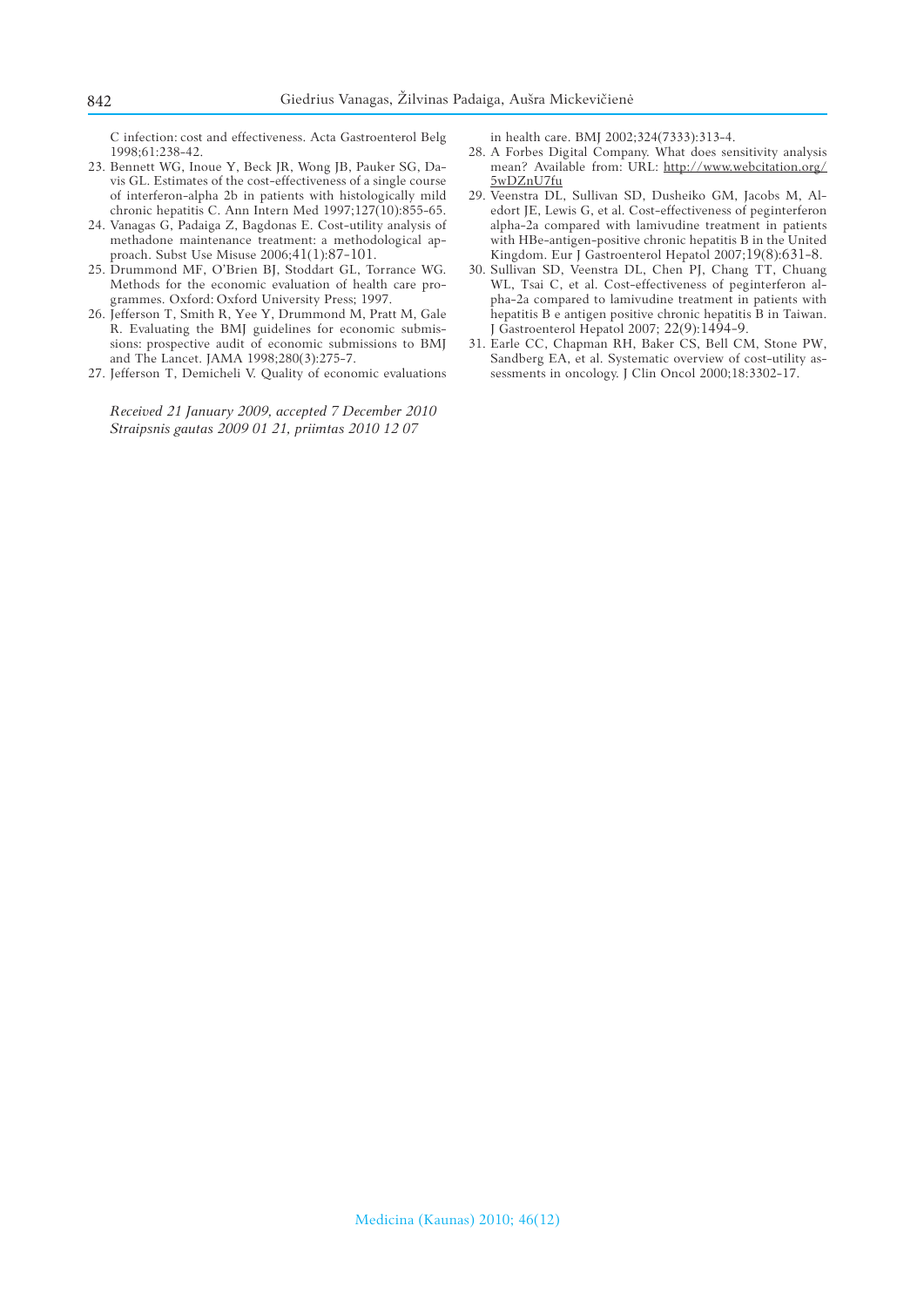C infection: cost and effectiveness. Acta Gastroenterol Belg 1998;61:238-42.

23. Bennett WG, Inoue Y, Beck JR, Wong JB, Pauker SG, Davis GL. Estimates of the cost-effectiveness of a single course of interferon-alpha 2b in patients with histologically mild chronic hepatitis C. Ann Intern Med 1997;127(10):855-65.
24. Vanagas G, Padaiga Z, Bagdonas E. Cost-utility analysis of methadone maintenance treatment: a methodological approach. Subst Use Misuse 2006;41(1):87-101.
25. Drummond MF, O'Brien BJ, Stoddart GL, Torrance WG. Methods for the economic evaluation of health care programmes. Oxford: Oxford University Press; 1997.
26. Jefferson T, Smith R, Yee Y, Drummond M, Pratt M, Gale R. Evaluating the BMJ guidelines for economic submissions: prospective audit of economic submissions to BMJ and The Lancet. JAMA 1998;280(3):275-7.
27. Jefferson T, Demicheli V. Quality of economic evaluations in health care. BMJ 2002;324(7333):313-4.
28. A Forbes Digital Company. What does sensitivity analysis mean? Available from: URL: http://www.webcitation.org/5wDZnU7fu
29. Veenstra DL, Sullivan SD, Dusheiko GM, Jacobs M, Aledort JE, Lewis G, et al. Cost-effectiveness of peginterferon alpha-2a compared with lamivudine treatment in patients with HBe-antigen-positive chronic hepatitis B in the United Kingdom. Eur J Gastroenterol Hepatol 2007;19(8):631-8.
30. Sullivan SD, Veenstra DL, Chen PJ, Chang TT, Chuang WL, Tsai C, et al. Cost-effectiveness of peginterferon alpha-2a compared to lamivudine treatment in patients with hepatitis B e antigen positive chronic hepatitis B in Taiwan. J Gastroenterol Hepatol 2007; 22(9):1494-9.
31. Earle CC, Chapman RH, Baker CS, Bell CM, Stone PW, Sandberg EA, et al. Systematic overview of cost-utility assessments in oncology. J Clin Oncol 2000;18:3302-17.

*Received 21 January 2009, accepted 7 December 2010*
*Straipsnis gautas 2009 01 21, priimtas 2010 12 07*